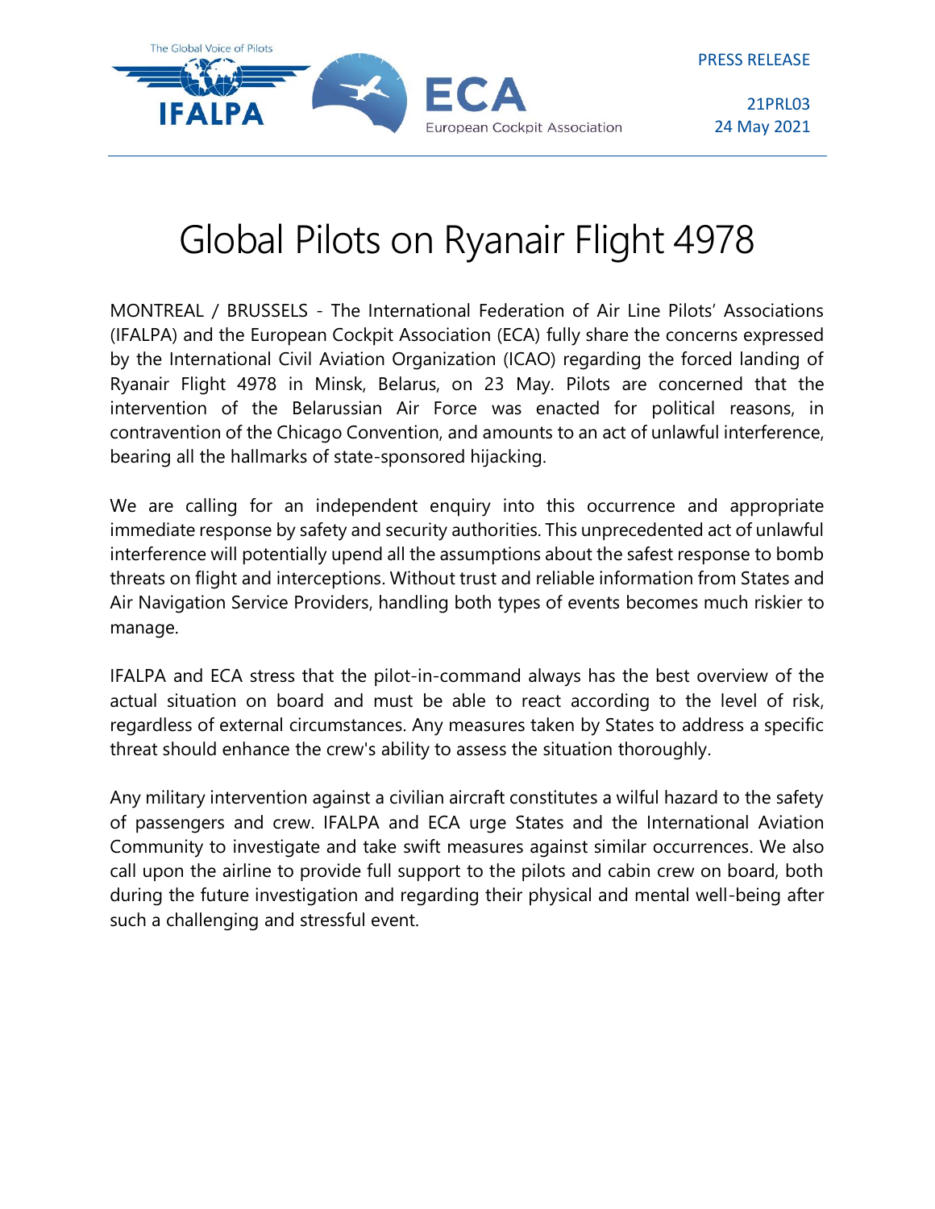PRESS RELEASE

21PRL03
24 May 2021

# Global Pilots on Ryanair Flight 4978

MONTREAL / BRUSSELS - The International Federation of Air Line Pilots' Associations (IFALPA) and the European Cockpit Association (ECA) fully share the concerns expressed by the International Civil Aviation Organization (ICAO) regarding the forced landing of Ryanair Flight 4978 in Minsk, Belarus, on 23 May. Pilots are concerned that the intervention of the Belarussian Air Force was enacted for political reasons, in contravention of the Chicago Convention, and amounts to an act of unlawful interference, bearing all the hallmarks of state-sponsored hijacking.

We are calling for an independent enquiry into this occurrence and appropriate immediate response by safety and security authorities. This unprecedented act of unlawful interference will potentially upend all the assumptions about the safest response to bomb threats on flight and interceptions. Without trust and reliable information from States and Air Navigation Service Providers, handling both types of events becomes much riskier to manage.

IFALPA and ECA stress that the pilot-in-command always has the best overview of the actual situation on board and must be able to react according to the level of risk, regardless of external circumstances. Any measures taken by States to address a specific threat should enhance the crew's ability to assess the situation thoroughly.

Any military intervention against a civilian aircraft constitutes a wilful hazard to the safety of passengers and crew. IFALPA and ECA urge States and the International Aviation Community to investigate and take swift measures against similar occurrences. We also call upon the airline to provide full support to the pilots and cabin crew on board, both during the future investigation and regarding their physical and mental well-being after such a challenging and stressful event.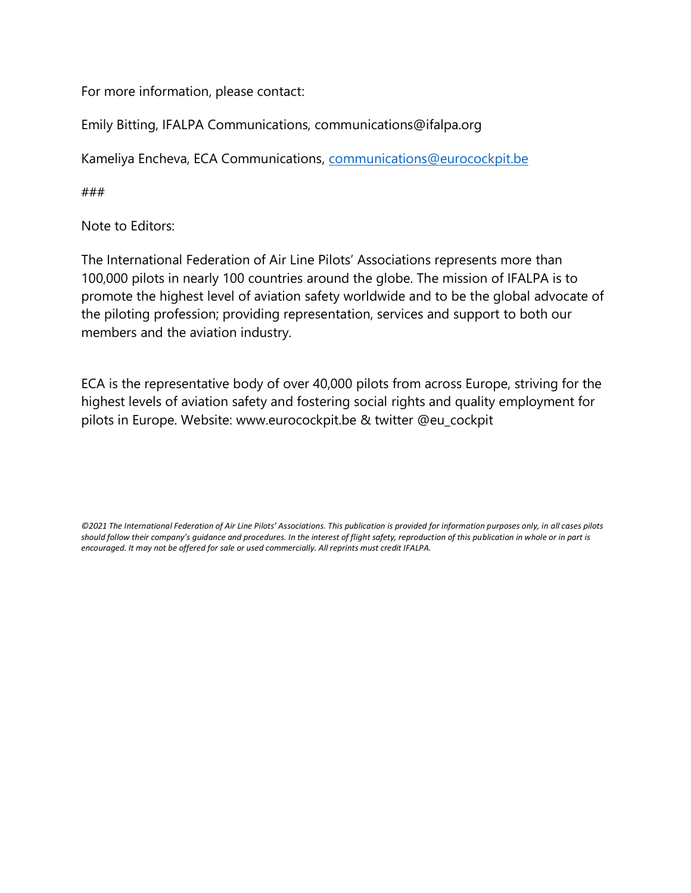For more information, please contact:

Emily Bitting, IFALPA Communications, communications@ifalpa.org

Kameliya Encheva, ECA Communications, [communications@eurocockpit.be](mailto:communications@eurocockpit.be)

###

Note to Editors:

The International Federation of Air Line Pilots' Associations represents more than 100,000 pilots in nearly 100 countries around the globe. The mission of IFALPA is to promote the highest level of aviation safety worldwide and to be the global advocate of the piloting profession; providing representation, services and support to both our members and the aviation industry.

ECA is the representative body of over 40,000 pilots from across Europe, striving for the highest levels of aviation safety and fostering social rights and quality employment for pilots in Europe. Website: www.eurocockpit.be & twitter @eu_cockpit

*©2021 The International Federation of Air Line Pilots' Associations. This publication is provided for information purposes only, in all cases pilots should follow their company's guidance and procedures. In the interest of flight safety, reproduction of this publication in whole or in part is encouraged. It may not be offered for sale or used commercially. All reprints must credit IFALPA.*